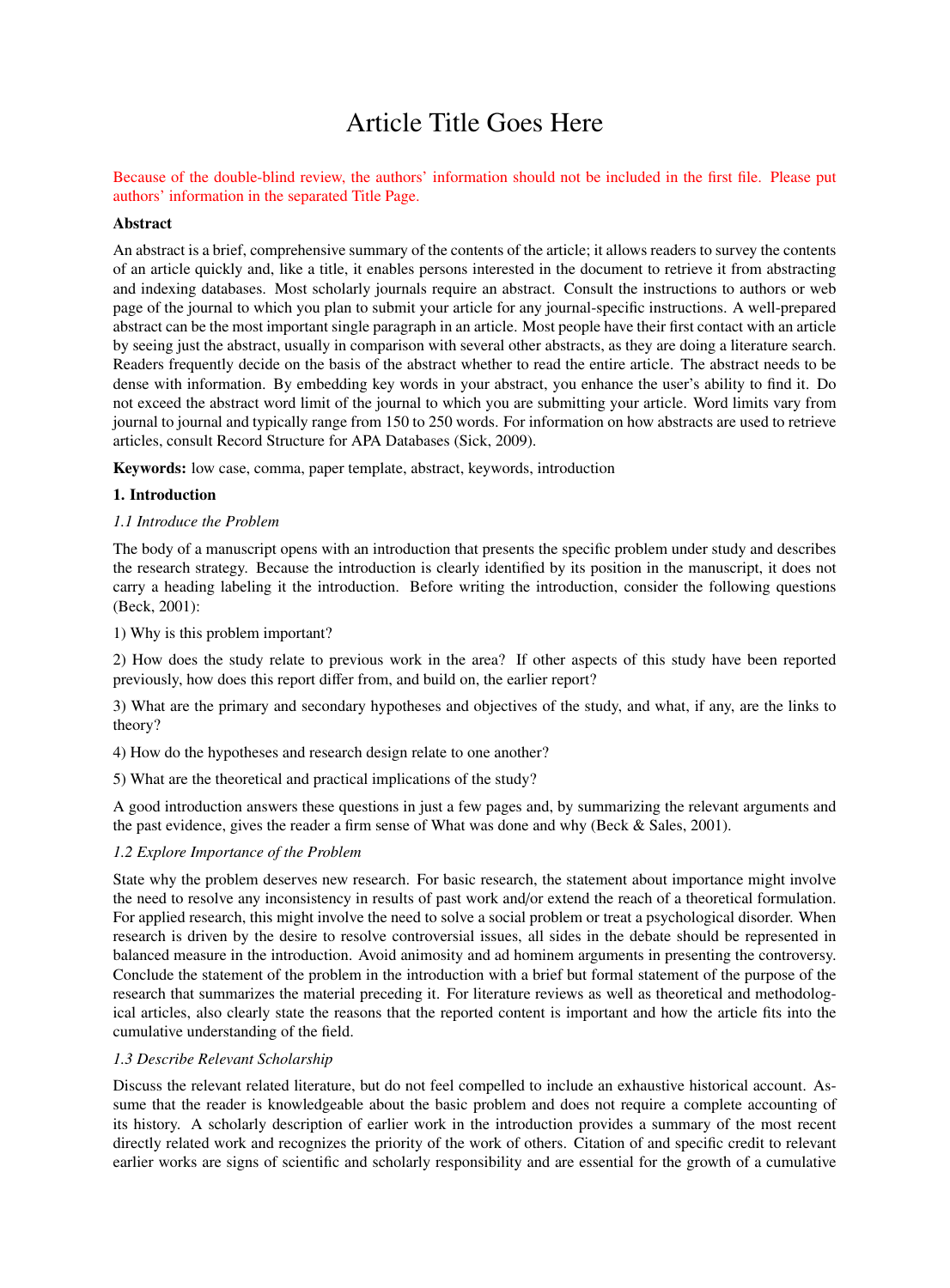# Article Title Goes Here

Because of the double-blind review, the authors' information should not be included in the first file. Please put authors' information in the separated Title Page.

**Abstract**

An abstract is a brief, comprehensive summary of the contents of the article; it allows readers to survey the contents of an article quickly and, like a title, it enables persons interested in the document to retrieve it from abstracting and indexing databases. Most scholarly journals require an abstract. Consult the instructions to authors or web page of the journal to which you plan to submit your article for any journal-specific instructions. A well-prepared abstract can be the most important single paragraph in an article. Most people have their first contact with an article by seeing just the abstract, usually in comparison with several other abstracts, as they are doing a literature search. Readers frequently decide on the basis of the abstract whether to read the entire article. The abstract needs to be dense with information. By embedding key words in your abstract, you enhance the user's ability to find it. Do not exceed the abstract word limit of the journal to which you are submitting your article. Word limits vary from journal to journal and typically range from 150 to 250 words. For information on how abstracts are used to retrieve articles, consult Record Structure for APA Databases (Sick, 2009).

**Keywords:** low case, comma, paper template, abstract, keywords, introduction

## 1. Introduction

### *1.1 Introduce the Problem*

The body of a manuscript opens with an introduction that presents the specific problem under study and describes the research strategy. Because the introduction is clearly identified by its position in the manuscript, it does not carry a heading labeling it the introduction. Before writing the introduction, consider the following questions (Beck, 2001):

1) Why is this problem important?

2) How does the study relate to previous work in the area? If other aspects of this study have been reported previously, how does this report differ from, and build on, the earlier report?

3) What are the primary and secondary hypotheses and objectives of the study, and what, if any, are the links to theory?

4) How do the hypotheses and research design relate to one another?

5) What are the theoretical and practical implications of the study?

A good introduction answers these questions in just a few pages and, by summarizing the relevant arguments and the past evidence, gives the reader a firm sense of What was done and why (Beck & Sales, 2001).

### *1.2 Explore Importance of the Problem*

State why the problem deserves new research. For basic research, the statement about importance might involve the need to resolve any inconsistency in results of past work and/or extend the reach of a theoretical formulation. For applied research, this might involve the need to solve a social problem or treat a psychological disorder. When research is driven by the desire to resolve controversial issues, all sides in the debate should be represented in balanced measure in the introduction. Avoid animosity and ad hominem arguments in presenting the controversy. Conclude the statement of the problem in the introduction with a brief but formal statement of the purpose of the research that summarizes the material preceding it. For literature reviews as well as theoretical and methodological articles, also clearly state the reasons that the reported content is important and how the article fits into the cumulative understanding of the field.

### *1.3 Describe Relevant Scholarship*

Discuss the relevant related literature, but do not feel compelled to include an exhaustive historical account. Assume that the reader is knowledgeable about the basic problem and does not require a complete accounting of its history. A scholarly description of earlier work in the introduction provides a summary of the most recent directly related work and recognizes the priority of the work of others. Citation of and specific credit to relevant earlier works are signs of scientific and scholarly responsibility and are essential for the growth of a cumulative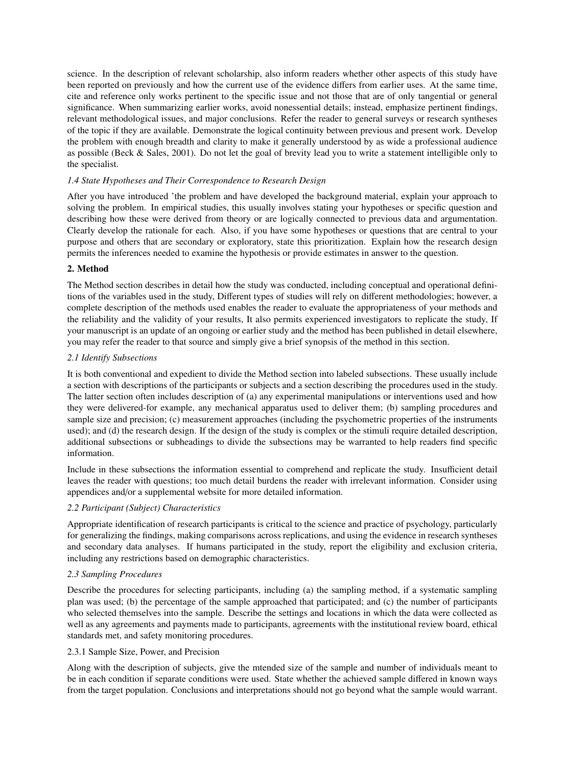science. In the description of relevant scholarship, also inform readers whether other aspects of this study have been reported on previously and how the current use of the evidence differs from earlier uses. At the same time, cite and reference only works pertinent to the specific issue and not those that are of only tangential or general significance. When summarizing earlier works, avoid nonessential details; instead, emphasize pertinent findings, relevant methodological issues, and major conclusions. Refer the reader to general surveys or research syntheses of the topic if they are available. Demonstrate the logical continuity between previous and present work. Develop the problem with enough breadth and clarity to make it generally understood by as wide a professional audience as possible (Beck & Sales, 2001). Do not let the goal of brevity lead you to write a statement intelligible only to the specialist.

### *1.4 State Hypotheses and Their Correspondence to Research Design*

After you have introduced 'the problem and have developed the background material, explain your approach to solving the problem. In empirical studies, this usually involves stating your hypotheses or specific question and describing how these were derived from theory or are logically connected to previous data and argumentation. Clearly develop the rationale for each. Also, if you have some hypotheses or questions that are central to your purpose and others that are secondary or exploratory, state this prioritization. Explain how the research design permits the inferences needed to examine the hypothesis or provide estimates in answer to the question.

## 2. Method

The Method section describes in detail how the study was conducted, including conceptual and operational definitions of the variables used in the study, Different types of studies will rely on different methodologies; however, a complete description of the methods used enables the reader to evaluate the appropriateness of your methods and the reliability and the validity of your results, It also permits experienced investigators to replicate the study, If your manuscript is an update of an ongoing or earlier study and the method has been published in detail elsewhere, you may refer the reader to that source and simply give a brief synopsis of the method in this section.

### *2.1 Identify Subsections*

It is both conventional and expedient to divide the Method section into labeled subsections. These usually include a section with descriptions of the participants or subjects and a section describing the procedures used in the study. The latter section often includes description of (a) any experimental manipulations or interventions used and how they were delivered-for example, any mechanical apparatus used to deliver them; (b) sampling procedures and sample size and precision; (c) measurement approaches (including the psychometric properties of the instruments used); and (d) the research design. If the design of the study is complex or the stimuli require detailed description, additional subsections or subheadings to divide the subsections may be warranted to help readers find specific information.

Include in these subsections the information essential to comprehend and replicate the study. Insufficient detail leaves the reader with questions; too much detail burdens the reader with irrelevant information. Consider using appendices and/or a supplemental website for more detailed information.

### *2.2 Participant (Subject) Characteristics*

Appropriate identification of research participants is critical to the science and practice of psychology, particularly for generalizing the findings, making comparisons across replications, and using the evidence in research syntheses and secondary data analyses. If humans participated in the study, report the eligibility and exclusion criteria, including any restrictions based on demographic characteristics.

### *2.3 Sampling Procedures*

Describe the procedures for selecting participants, including (a) the sampling method, if a systematic sampling plan was used; (b) the percentage of the sample approached that participated; and (c) the number of participants who selected themselves into the sample. Describe the settings and locations in which the data were collected as well as any agreements and payments made to participants, agreements with the institutional review board, ethical standards met, and safety monitoring procedures.

#### 2.3.1 Sample Size, Power, and Precision

Along with the description of subjects, give the mtended size of the sample and number of individuals meant to be in each condition if separate conditions were used. State whether the achieved sample differed in known ways from the target population. Conclusions and interpretations should not go beyond what the sample would warrant.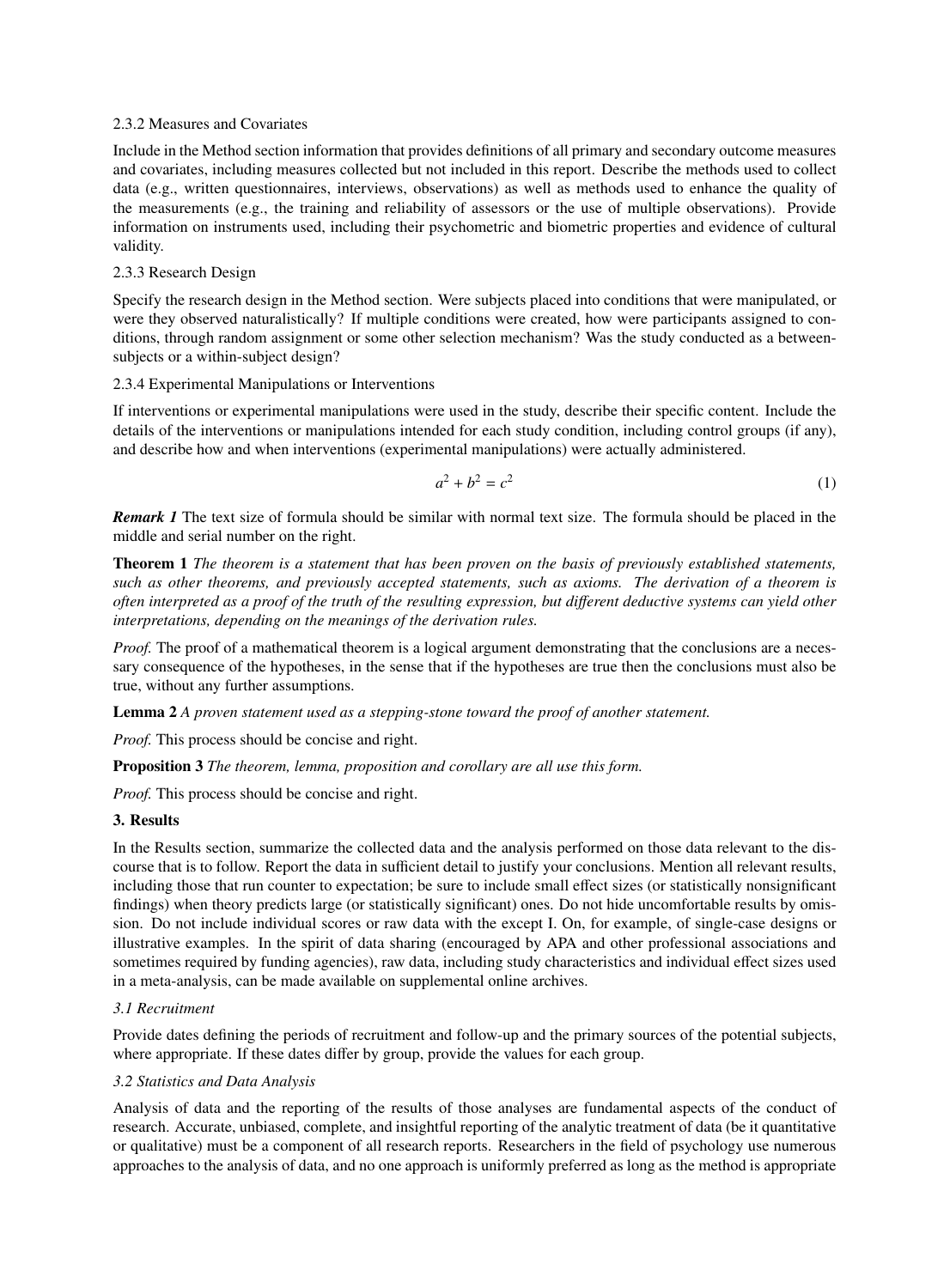#### 2.3.2 Measures and Covariates

Include in the Method section information that provides definitions of all primary and secondary outcome measures and covariates, including measures collected but not included in this report. Describe the methods used to collect data (e.g., written questionnaires, interviews, observations) as well as methods used to enhance the quality of the measurements (e.g., the training and reliability of assessors or the use of multiple observations). Provide information on instruments used, including their psychometric and biometric properties and evidence of cultural validity.

#### 2.3.3 Research Design

Specify the research design in the Method section. Were subjects placed into conditions that were manipulated, or were they observed naturalistically? If multiple conditions were created, how were participants assigned to conditions, through random assignment or some other selection mechanism? Was the study conducted as a between-subjects or a within-subject design?

#### 2.3.4 Experimental Manipulations or Interventions

If interventions or experimental manipulations were used in the study, describe their specific content. Include the details of the interventions or manipulations intended for each study condition, including control groups (if any), and describe how and when interventions (experimental manipulations) were actually administered.

$$a^2 + b^2 = c^2 \tag{1}$$

***Remark 1*** The text size of formula should be similar with normal text size. The formula should be placed in the middle and serial number on the right.

**Theorem 1** *The theorem is a statement that has been proven on the basis of previously established statements, such as other theorems, and previously accepted statements, such as axioms. The derivation of a theorem is often interpreted as a proof of the truth of the resulting expression, but different deductive systems can yield other interpretations, depending on the meanings of the derivation rules.*

*Proof.* The proof of a mathematical theorem is a logical argument demonstrating that the conclusions are a necessary consequence of the hypotheses, in the sense that if the hypotheses are true then the conclusions must also be true, without any further assumptions.

**Lemma 2** *A proven statement used as a stepping-stone toward the proof of another statement.*

*Proof.* This process should be concise and right.

**Proposition 3** *The theorem, lemma, proposition and corollary are all use this form.*

*Proof.* This process should be concise and right.

## 3. Results

In the Results section, summarize the collected data and the analysis performed on those data relevant to the discourse that is to follow. Report the data in sufficient detail to justify your conclusions. Mention all relevant results, including those that run counter to expectation; be sure to include small effect sizes (or statistically nonsignificant findings) when theory predicts large (or statistically significant) ones. Do not hide uncomfortable results by omission. Do not include individual scores or raw data with the except I. On, for example, of single-case designs or illustrative examples. In the spirit of data sharing (encouraged by APA and other professional associations and sometimes required by funding agencies), raw data, including study characteristics and individual effect sizes used in a meta-analysis, can be made available on supplemental online archives.

### *3.1 Recruitment*

Provide dates defining the periods of recruitment and follow-up and the primary sources of the potential subjects, where appropriate. If these dates differ by group, provide the values for each group.

### *3.2 Statistics and Data Analysis*

Analysis of data and the reporting of the results of those analyses are fundamental aspects of the conduct of research. Accurate, unbiased, complete, and insightful reporting of the analytic treatment of data (be it quantitative or qualitative) must be a component of all research reports. Researchers in the field of psychology use numerous approaches to the analysis of data, and no one approach is uniformly preferred as long as the method is appropriate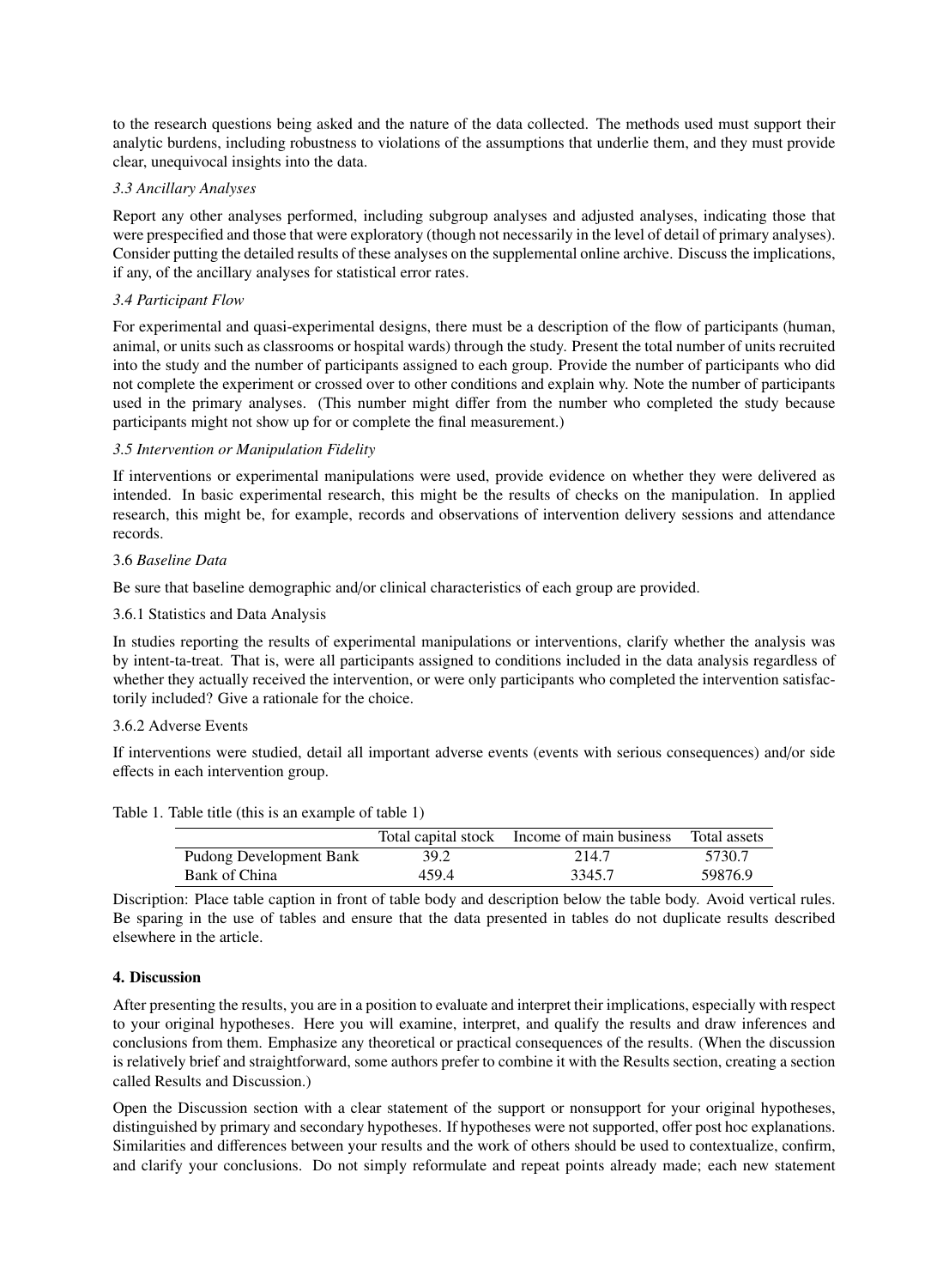to the research questions being asked and the nature of the data collected. The methods used must support their analytic burdens, including robustness to violations of the assumptions that underlie them, and they must provide clear, unequivocal insights into the data.

### *3.3 Ancillary Analyses*

Report any other analyses performed, including subgroup analyses and adjusted analyses, indicating those that were prespecified and those that were exploratory (though not necessarily in the level of detail of primary analyses). Consider putting the detailed results of these analyses on the supplemental online archive. Discuss the implications, if any, of the ancillary analyses for statistical error rates.

### *3.4 Participant Flow*

For experimental and quasi-experimental designs, there must be a description of the flow of participants (human, animal, or units such as classrooms or hospital wards) through the study. Present the total number of units recruited into the study and the number of participants assigned to each group. Provide the number of participants who did not complete the experiment or crossed over to other conditions and explain why. Note the number of participants used in the primary analyses. (This number might differ from the number who completed the study because participants might not show up for or complete the final measurement.)

### *3.5 Intervention or Manipulation Fidelity*

If interventions or experimental manipulations were used, provide evidence on whether they were delivered as intended. In basic experimental research, this might be the results of checks on the manipulation. In applied research, this might be, for example, records and observations of intervention delivery sessions and attendance records.

### 3.6 *Baseline Data*

Be sure that baseline demographic and/or clinical characteristics of each group are provided.

#### 3.6.1 Statistics and Data Analysis

In studies reporting the results of experimental manipulations or interventions, clarify whether the analysis was by intent-ta-treat. That is, were all participants assigned to conditions included in the data analysis regardless of whether they actually received the intervention, or were only participants who completed the intervention satisfactorily included? Give a rationale for the choice.

#### 3.6.2 Adverse Events

If interventions were studied, detail all important adverse events (events with serious consequences) and/or side effects in each intervention group.

Table 1. Table title (this is an example of table 1)

| | Total capital stock | Income of main business | Total assets |
|---|---|---|---|
| Pudong Development Bank | 39.2 | 214.7 | 5730.7 |
| Bank of China | 459.4 | 3345.7 | 59876.9 |

Discription: Place table caption in front of table body and description below the table body. Avoid vertical rules. Be sparing in the use of tables and ensure that the data presented in tables do not duplicate results described elsewhere in the article.

## **4. Discussion**

After presenting the results, you are in a position to evaluate and interpret their implications, especially with respect to your original hypotheses. Here you will examine, interpret, and qualify the results and draw inferences and conclusions from them. Emphasize any theoretical or practical consequences of the results. (When the discussion is relatively brief and straightforward, some authors prefer to combine it with the Results section, creating a section called Results and Discussion.)

Open the Discussion section with a clear statement of the support or nonsupport for your original hypotheses, distinguished by primary and secondary hypotheses. If hypotheses were not supported, offer post hoc explanations. Similarities and differences between your results and the work of others should be used to contextualize, confirm, and clarify your conclusions. Do not simply reformulate and repeat points already made; each new statement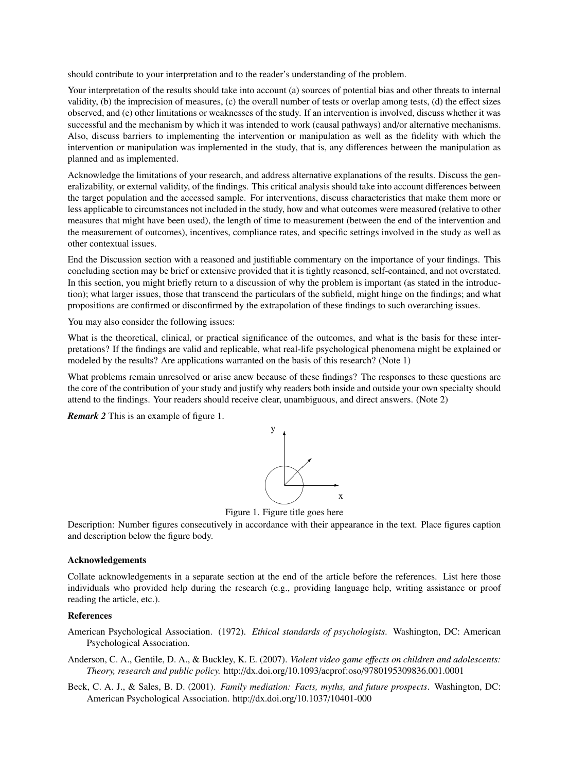should contribute to your interpretation and to the reader's understanding of the problem.

Your interpretation of the results should take into account (a) sources of potential bias and other threats to internal validity, (b) the imprecision of measures, (c) the overall number of tests or overlap among tests, (d) the effect sizes observed, and (e) other limitations or weaknesses of the study. If an intervention is involved, discuss whether it was successful and the mechanism by which it was intended to work (causal pathways) and/or alternative mechanisms. Also, discuss barriers to implementing the intervention or manipulation as well as the fidelity with which the intervention or manipulation was implemented in the study, that is, any differences between the manipulation as planned and as implemented.

Acknowledge the limitations of your research, and address alternative explanations of the results. Discuss the generalizability, or external validity, of the findings. This critical analysis should take into account differences between the target population and the accessed sample. For interventions, discuss characteristics that make them more or less applicable to circumstances not included in the study, how and what outcomes were measured (relative to other measures that might have been used), the length of time to measurement (between the end of the intervention and the measurement of outcomes), incentives, compliance rates, and specific settings involved in the study as well as other contextual issues.

End the Discussion section with a reasoned and justifiable commentary on the importance of your findings. This concluding section may be brief or extensive provided that it is tightly reasoned, self-contained, and not overstated. In this section, you might briefly return to a discussion of why the problem is important (as stated in the introduction); what larger issues, those that transcend the particulars of the subfield, might hinge on the findings; and what propositions are confirmed or disconfirmed by the extrapolation of these findings to such overarching issues.

You may also consider the following issues:

What is the theoretical, clinical, or practical significance of the outcomes, and what is the basis for these interpretations? If the findings are valid and replicable, what real-life psychological phenomena might be explained or modeled by the results? Are applications warranted on the basis of this research? (Note 1)

What problems remain unresolved or arise anew because of these findings? The responses to these questions are the core of the contribution of your study and justify why readers both inside and outside your own specialty should attend to the findings. Your readers should receive clear, unambiguous, and direct answers. (Note 2)

***Remark 2*** This is an example of figure 1.

Figure 1. Figure title goes here

Description: Number figures consecutively in accordance with their appearance in the text. Place figures caption and description below the figure body.

### Acknowledgements

Collate acknowledgements in a separate section at the end of the article before the references. List here those individuals who provided help during the research (e.g., providing language help, writing assistance or proof reading the article, etc.).

### References

American Psychological Association. (1972). *Ethical standards of psychologists*. Washington, DC: American Psychological Association.

Anderson, C. A., Gentile, D. A., & Buckley, K. E. (2007). *Violent video game effects on children and adolescents: Theory, research and public policy.* http://dx.doi.org/10.1093/acprof:oso/9780195309836.001.0001

Beck, C. A. J., & Sales, B. D. (2001). *Family mediation: Facts, myths, and future prospects*. Washington, DC: American Psychological Association. http://dx.doi.org/10.1037/10401-000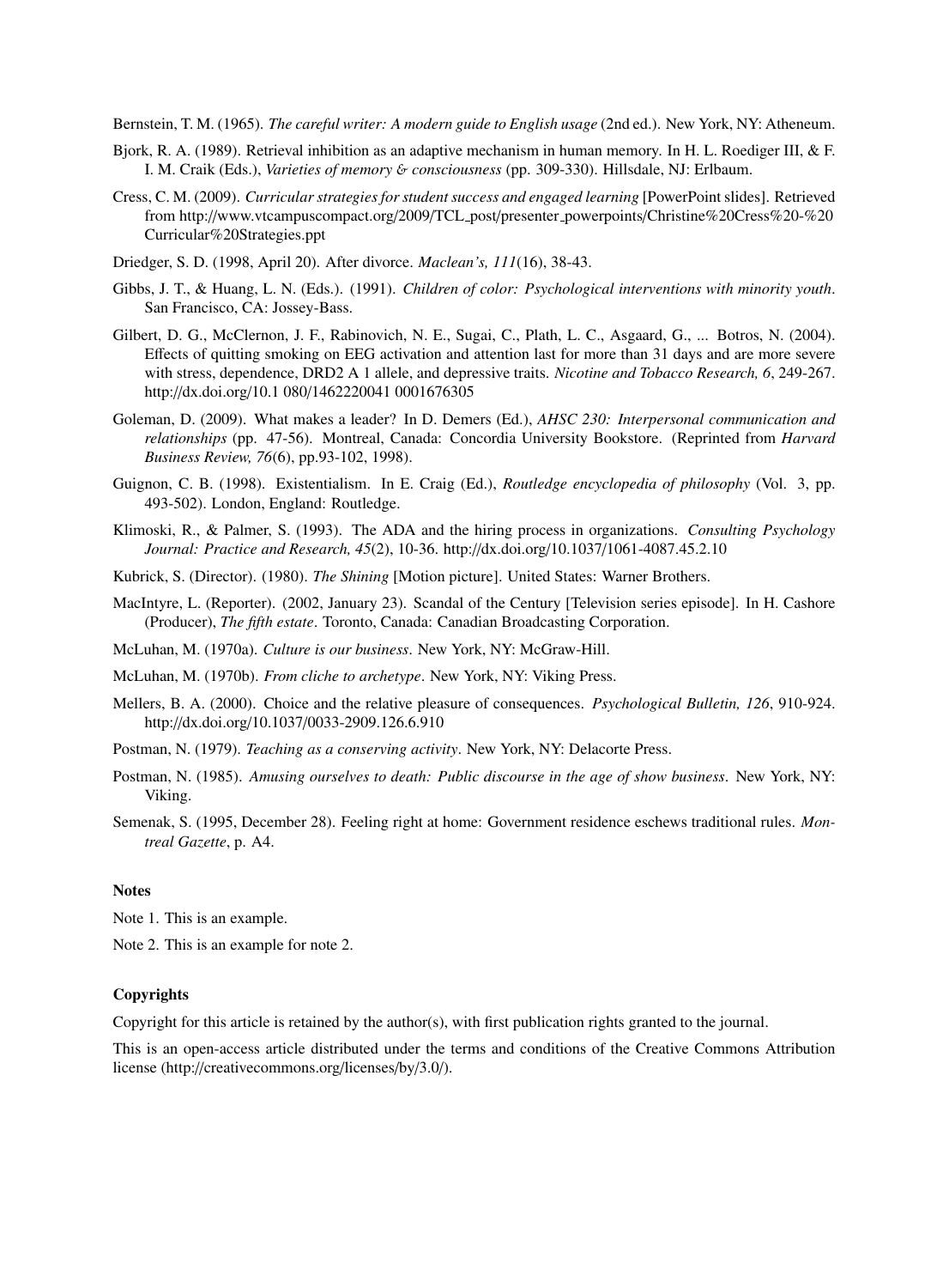Bernstein, T. M. (1965). *The careful writer: A modern guide to English usage* (2nd ed.). New York, NY: Atheneum.

Bjork, R. A. (1989). Retrieval inhibition as an adaptive mechanism in human memory. In H. L. Roediger III, & F. I. M. Craik (Eds.), *Varieties of memory & consciousness* (pp. 309-330). Hillsdale, NJ: Erlbaum.

Cress, C. M. (2009). *Curricular strategies for student success and engaged learning* [PowerPoint slides]. Retrieved from http://www.vtcampuscompact.org/2009/TCL_post/presenter_powerpoints/Christine%20Cress%20-%20Curricular%20Strategies.ppt

Driedger, S. D. (1998, April 20). After divorce. *Maclean's, 111*(16), 38-43.

Gibbs, J. T., & Huang, L. N. (Eds.). (1991). *Children of color: Psychological interventions with minority youth*. San Francisco, CA: Jossey-Bass.

Gilbert, D. G., McClernon, J. F., Rabinovich, N. E., Sugai, C., Plath, L. C., Asgaard, G., ... Botros, N. (2004). Effects of quitting smoking on EEG activation and attention last for more than 31 days and are more severe with stress, dependence, DRD2 A 1 allele, and depressive traits. *Nicotine and Tobacco Research, 6*, 249-267. http://dx.doi.org/10.1 080/1462220041 0001676305

Goleman, D. (2009). What makes a leader? In D. Demers (Ed.), *AHSC 230: Interpersonal communication and relationships* (pp. 47-56). Montreal, Canada: Concordia University Bookstore. (Reprinted from *Harvard Business Review, 76*(6), pp.93-102, 1998).

Guignon, C. B. (1998). Existentialism. In E. Craig (Ed.), *Routledge encyclopedia of philosophy* (Vol. 3, pp. 493-502). London, England: Routledge.

Klimoski, R., & Palmer, S. (1993). The ADA and the hiring process in organizations. *Consulting Psychology Journal: Practice and Research, 45*(2), 10-36. http://dx.doi.org/10.1037/1061-4087.45.2.10

Kubrick, S. (Director). (1980). *The Shining* [Motion picture]. United States: Warner Brothers.

MacIntyre, L. (Reporter). (2002, January 23). Scandal of the Century [Television series episode]. In H. Cashore (Producer), *The fifth estate*. Toronto, Canada: Canadian Broadcasting Corporation.

McLuhan, M. (1970a). *Culture is our business*. New York, NY: McGraw-Hill.

McLuhan, M. (1970b). *From cliche to archetype*. New York, NY: Viking Press.

Mellers, B. A. (2000). Choice and the relative pleasure of consequences. *Psychological Bulletin, 126*, 910-924. http://dx.doi.org/10.1037/0033-2909.126.6.910

Postman, N. (1979). *Teaching as a conserving activity*. New York, NY: Delacorte Press.

Postman, N. (1985). *Amusing ourselves to death: Public discourse in the age of show business*. New York, NY: Viking.

Semenak, S. (1995, December 28). Feeling right at home: Government residence eschews traditional rules. *Montreal Gazette*, p. A4.

### Notes

Note 1. This is an example.

Note 2. This is an example for note 2.

### Copyrights

Copyright for this article is retained by the author(s), with first publication rights granted to the journal.

This is an open-access article distributed under the terms and conditions of the Creative Commons Attribution license (http://creativecommons.org/licenses/by/3.0/).